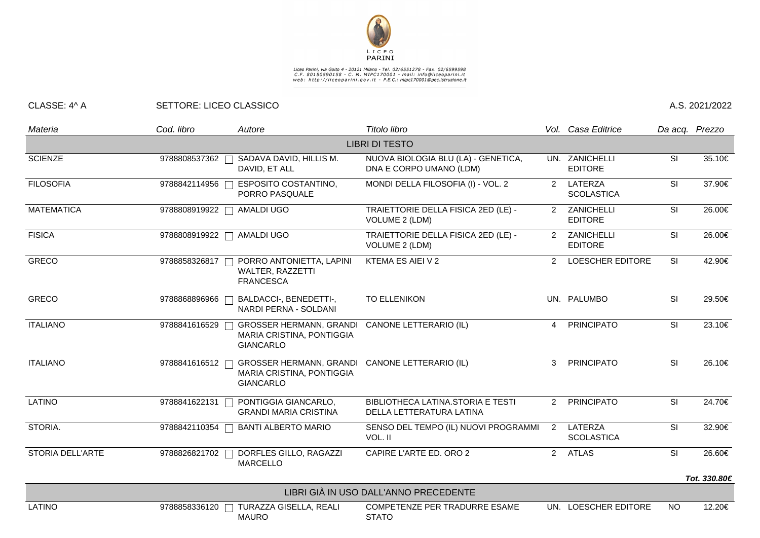LICEO PARINI

Liceo Parini, via Goito 4 - 20121 Milano - Tel. 02/6551278 - Fax. 02/6599598
C.F. 80150590158 - C. M. MIPC170001 - mail: info@liceoparini.it
web: http://liceoparini.gov.it - P.E.C.: mipc170001@pec.istruzione.it

CLASSE: 4^ A SETTORE: LICEO CLASSICO A.S. 2021/2022

| *Materia* | *Cod. libro* | *Autore* | *Titolo libro* | *Vol.* | *Casa Editrice* | *Da acq.* | *Prezzo* |
|---|---|---|---|---|---|---|---|
| | | | LIBRI DI TESTO | | | | |
| SCIENZE | 9788808537362 | SADAVA DAVID, HILLIS M. DAVID, ET ALL | NUOVA BIOLOGIA BLU (LA) - GENETICA, DNA E CORPO UMANO (LDM) | UN. | ZANICHELLI EDITORE | SI | 35.10€ |
| FILOSOFIA | 9788842114956 | ESPOSITO COSTANTINO, PORRO PASQUALE | MONDI DELLA FILOSOFIA (I) - VOL. 2 | 2 | LATERZA SCOLASTICA | SI | 37.90€ |
| MATEMATICA | 9788808919922 | AMALDI UGO | TRAIETTORIE DELLA FISICA 2ED (LE) - VOLUME 2 (LDM) | 2 | ZANICHELLI EDITORE | SI | 26.00€ |
| FISICA | 9788808919922 | AMALDI UGO | TRAIETTORIE DELLA FISICA 2ED (LE) - VOLUME 2 (LDM) | 2 | ZANICHELLI EDITORE | SI | 26.00€ |
| GRECO | 9788858326817 | PORRO ANTONIETTA, LAPINI WALTER, RAZZETTI FRANCESCA | KTEMA ES AIEI V 2 | 2 | LOESCHER EDITORE | SI | 42.90€ |
| GRECO | 9788868896966 | BALDACCI-, BENEDETTI-, NARDI PERNA - SOLDANI | TO ELLENIKON | UN. | PALUMBO | SI | 29.50€ |
| ITALIANO | 9788841616529 | GROSSER HERMANN, GRANDI MARIA CRISTINA, PONTIGGIA GIANCARLO | CANONE LETTERARIO (IL) | 4 | PRINCIPATO | SI | 23.10€ |
| ITALIANO | 9788841616512 | GROSSER HERMANN, GRANDI MARIA CRISTINA, PONTIGGIA GIANCARLO | CANONE LETTERARIO (IL) | 3 | PRINCIPATO | SI | 26.10€ |
| LATINO | 9788841622131 | PONTIGGIA GIANCARLO, GRANDI MARIA CRISTINA | BIBLIOTHECA LATINA.STORIA E TESTI DELLA LETTERATURA LATINA | 2 | PRINCIPATO | SI | 24.70€ |
| STORIA. | 9788842110354 | BANTI ALBERTO MARIO | SENSO DEL TEMPO (IL) NUOVI PROGRAMMI VOL. II | 2 | LATERZA SCOLASTICA | SI | 32.90€ |
| STORIA DELL'ARTE | 9788826821702 | DORFLES GILLO, RAGAZZI MARCELLO | CAPIRE L'ARTE ED. ORO 2 | 2 | ATLAS | SI | 26.60€ |
| | | | | | | | ***Tot. 330.80€*** |
| | | | LIBRI GIÀ IN USO DALL'ANNO PRECEDENTE | | | | |
| LATINO | 9788858336120 | TURAZZA GISELLA, REALI MAURO | COMPETENZE PER TRADURRE ESAME STATO | UN. | LOESCHER EDITORE | NO | 12.20€ |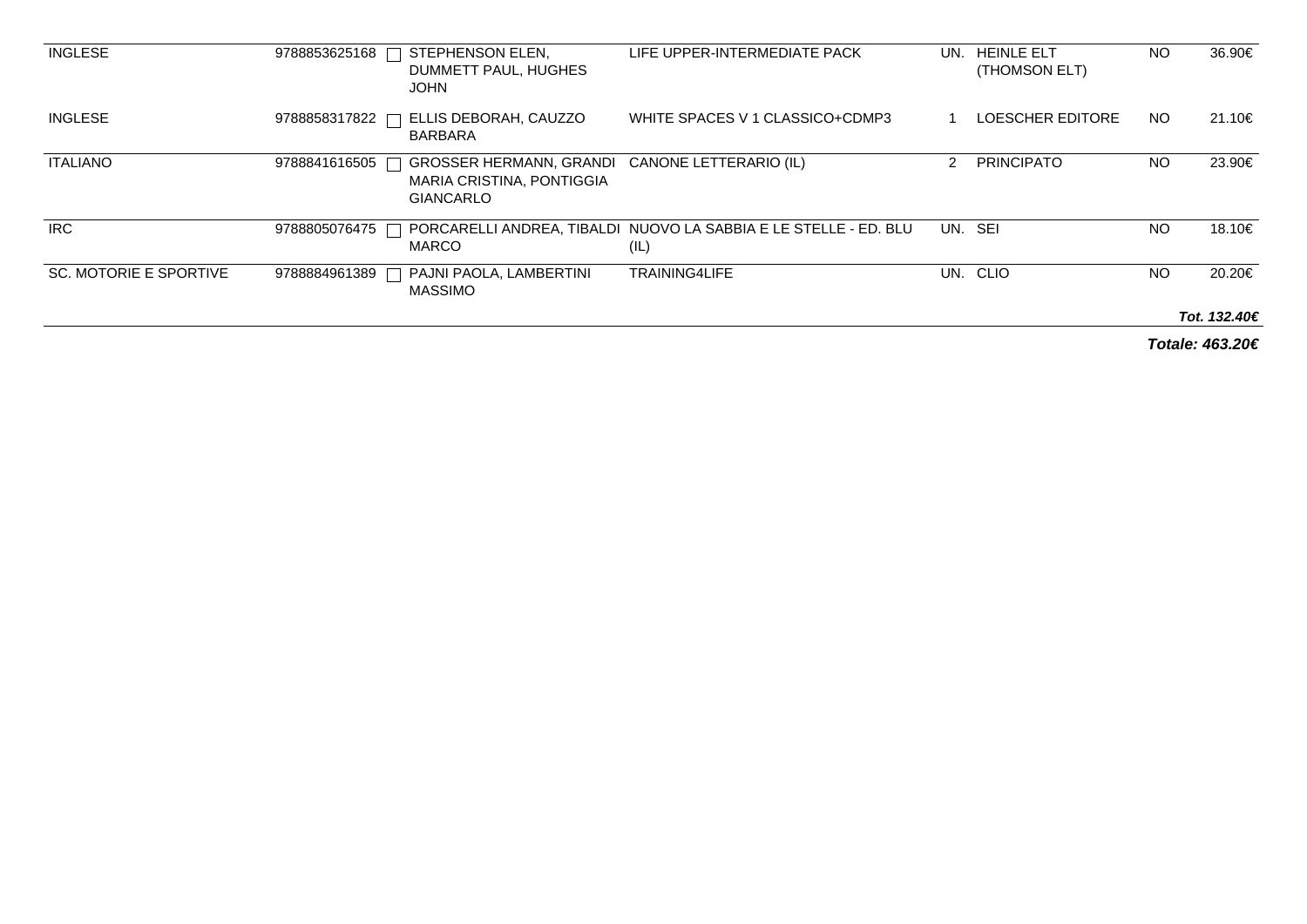| | | | | | | | |
|---|---|---|---|---|---|---|---|
| INGLESE | 9788853625168 ☐ | STEPHENSON ELEN, DUMMETT PAUL, HUGHES JOHN | LIFE UPPER-INTERMEDIATE PACK | UN. | HEINLE ELT (THOMSON ELT) | NO | 36.90€ |
| INGLESE | 9788858317822 ☐ | ELLIS DEBORAH, CAUZZO BARBARA | WHITE SPACES V 1 CLASSICO+CDMP3 | 1 | LOESCHER EDITORE | NO | 21.10€ |
| ITALIANO | 9788841616505 ☐ | GROSSER HERMANN, GRANDI MARIA CRISTINA, PONTIGGIA GIANCARLO | CANONE LETTERARIO (IL) | 2 | PRINCIPATO | NO | 23.90€ |
| IRC | 9788805076475 ☐ | PORCARELLI ANDREA, TIBALDI MARCO | NUOVO LA SABBIA E LE STELLE - ED. BLU (IL) | UN. | SEI | NO | 18.10€ |
| SC. MOTORIE E SPORTIVE | 9788884961389 ☐ | PAJNI PAOLA, LAMBERTINI MASSIMO | TRAINING4LIFE | UN. | CLIO | NO | 20.20€ |
| | | | | | | | ***Tot. 132.40€*** |

***Totale: 463.20€***